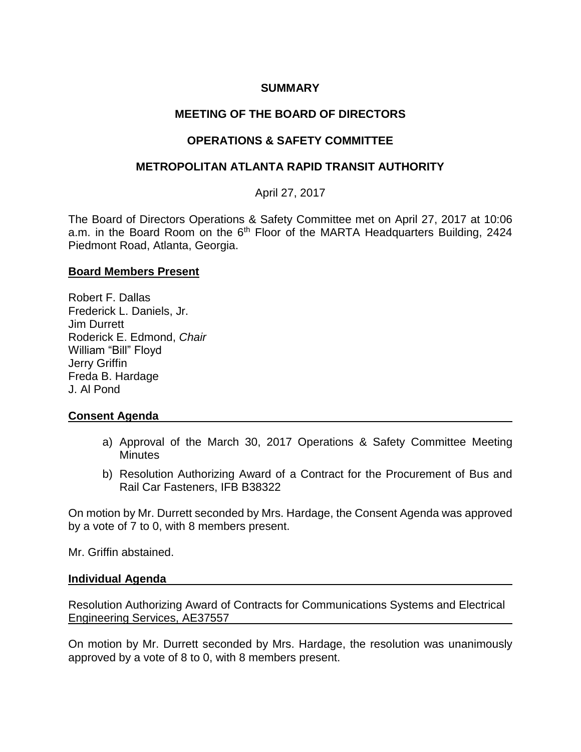**SUMMARY**

**MEETING OF THE BOARD OF DIRECTORS**

**OPERATIONS & SAFETY COMMITTEE**

**METROPOLITAN ATLANTA RAPID TRANSIT AUTHORITY**

April 27, 2017

The Board of Directors Operations & Safety Committee met on April 27, 2017 at 10:06 a.m. in the Board Room on the 6th Floor of the MARTA Headquarters Building, 2424 Piedmont Road, Atlanta, Georgia.

**Board Members Present**

Robert F. Dallas
Frederick L. Daniels, Jr.
Jim Durrett
Roderick E. Edmond, *Chair*
William "Bill" Floyd
Jerry Griffin
Freda B. Hardage
J. Al Pond

**Consent Agenda**

a) Approval of the March 30, 2017 Operations & Safety Committee Meeting Minutes
b) Resolution Authorizing Award of a Contract for the Procurement of Bus and Rail Car Fasteners, IFB B38322

On motion by Mr. Durrett seconded by Mrs. Hardage, the Consent Agenda was approved by a vote of 7 to 0, with 8 members present.

Mr. Griffin abstained.

**Individual Agenda**

Resolution Authorizing Award of Contracts for Communications Systems and Electrical Engineering Services, AE37557

On motion by Mr. Durrett seconded by Mrs. Hardage, the resolution was unanimously approved by a vote of 8 to 0, with 8 members present.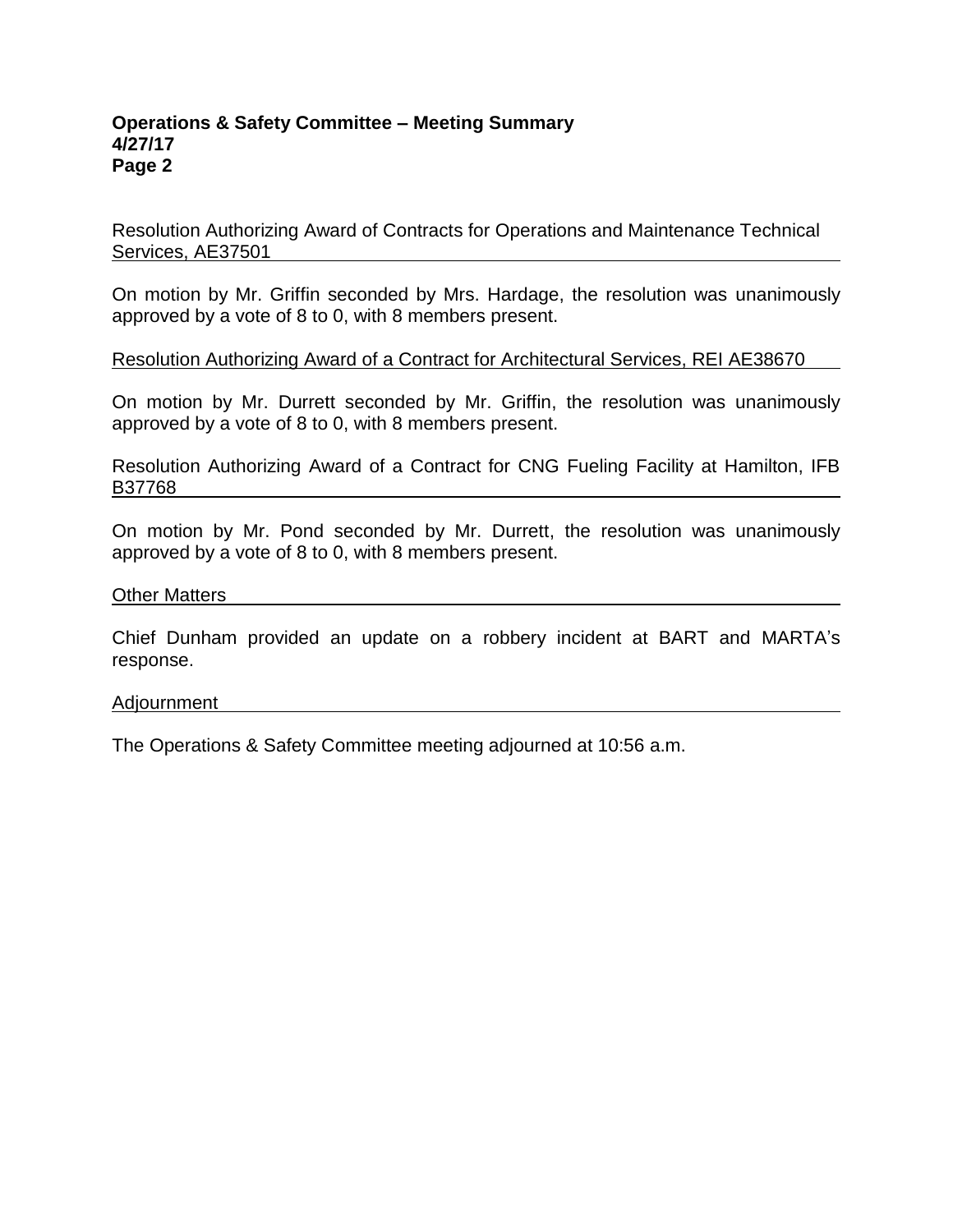Resolution Authorizing Award of Contracts for Operations and Maintenance Technical Services, AE37501

On motion by Mr. Griffin seconded by Mrs. Hardage, the resolution was unanimously approved by a vote of 8 to 0, with 8 members present.

Resolution Authorizing Award of a Contract for Architectural Services, REI AE38670

On motion by Mr. Durrett seconded by Mr. Griffin, the resolution was unanimously approved by a vote of 8 to 0, with 8 members present.

Resolution Authorizing Award of a Contract for CNG Fueling Facility at Hamilton, IFB B37768

On motion by Mr. Pond seconded by Mr. Durrett, the resolution was unanimously approved by a vote of 8 to 0, with 8 members present.

Other Matters

Chief Dunham provided an update on a robbery incident at BART and MARTA's response.

Adjournment

The Operations & Safety Committee meeting adjourned at 10:56 a.m.